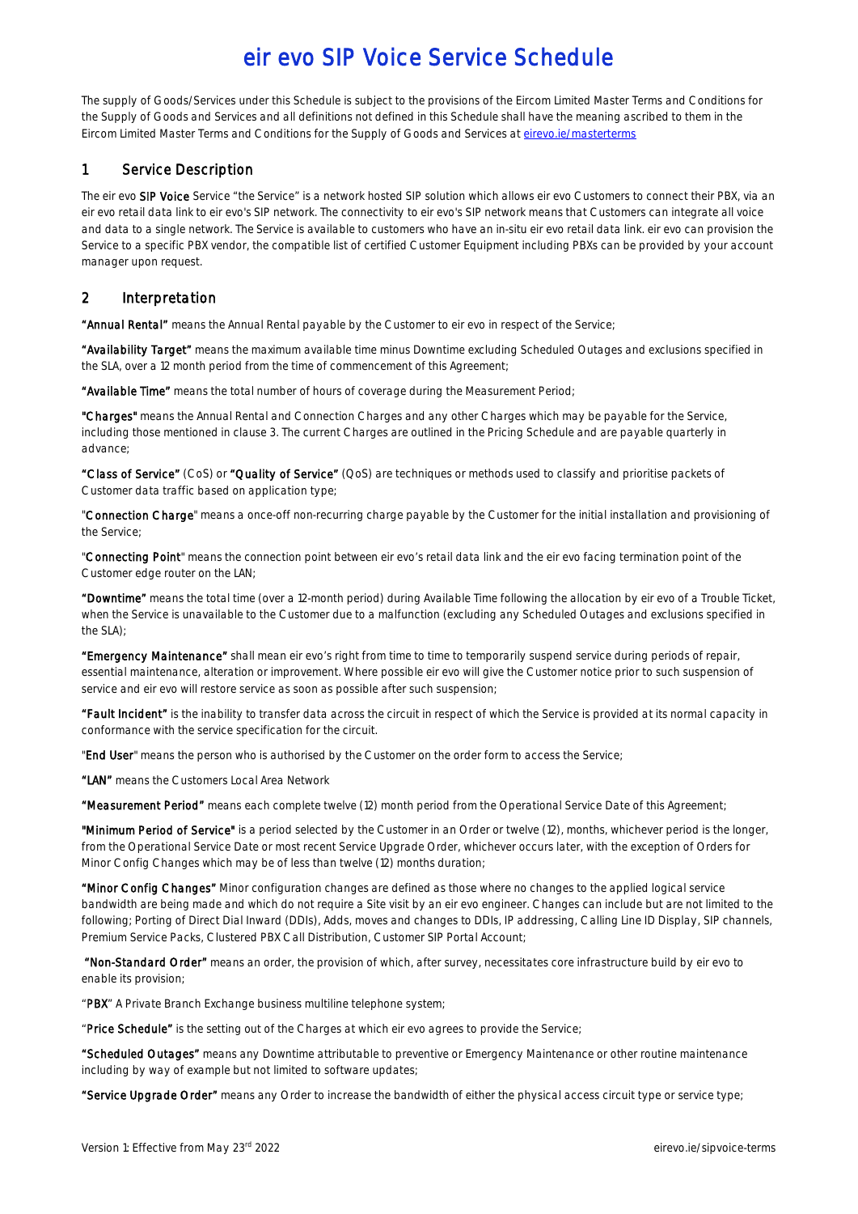# eir evo SIP Voice Service Schedule

The supply of Goods/Services under this Schedule is subject to the provisions of the Eircom Limited Master Terms and Conditions for the Supply of Goods and Services and all definitions not defined in this Schedule shall have the meaning ascribed to them in the Eircom Limited Master Terms and Conditions for the Supply of Goods and Services at eirevo.ie/masterterms

## 1 Service Description

The eir evo **SIP Voice** Service "the Service" is a network hosted SIP solution which allows eir evo Customers to connect their PBX, via an eir evo retail data link to eir evo's SIP network. The connectivity to eir evo's SIP network means that Customers can integrate all voice and data to a single network. The Service is available to customers who have an in-situ eir evo retail data link. eir evo can provision the Service to a specific PBX vendor, the compatible list of certified Customer Equipment including PBXs can be provided by your account manager upon request.

## 2 Interpretation

**"Annual Rental"** means the Annual Rental payable by the Customer to eir evo in respect of the Service;

**"Availability Target"** means the maximum available time minus Downtime excluding Scheduled Outages and exclusions specified in the SLA, over a 12 month period from the time of commencement of this Agreement;

**"Available Time"** means the total number of hours of coverage during the Measurement Period;

**"Charges"** means the Annual Rental and Connection Charges and any other Charges which may be payable for the Service, including those mentioned in clause 3. The current Charges are outlined in the Pricing Schedule and are payable quarterly in advance;

**"Class of Service"** (CoS) or **"Quality of Service"** (QoS) are techniques or methods used to classify and prioritise packets of Customer data traffic based on application type;

"**Connection Charge**" means a once-off non-recurring charge payable by the Customer for the initial installation and provisioning of the Service;

"**Connecting Point**" means the connection point between eir evo's retail data link and the eir evo facing termination point of the Customer edge router on the LAN;

**"Downtime"** means the total time (over a 12-month period) during Available Time following the allocation by eir evo of a Trouble Ticket, when the Service is unavailable to the Customer due to a malfunction (excluding any Scheduled Outages and exclusions specified in the SLA);

**"Emergency Maintenance"** shall mean eir evo's right from time to time to temporarily suspend service during periods of repair, essential maintenance, alteration or improvement. Where possible eir evo will give the Customer notice prior to such suspension of service and eir evo will restore service as soon as possible after such suspension;

**"Fault Incident"** is the inability to transfer data across the circuit in respect of which the Service is provided at its normal capacity in conformance with the service specification for the circuit.

"**End User**" means the person who is authorised by the Customer on the order form to access the Service;

**"LAN"** means the Customers Local Area Network

**"Measurement Period"** means each complete twelve (12) month period from the Operational Service Date of this Agreement;

**"Minimum Period of Service"** is a period selected by the Customer in an Order or twelve (12), months, whichever period is the longer, from the Operational Service Date or most recent Service Upgrade Order, whichever occurs later, with the exception of Orders for Minor Config Changes which may be of less than twelve (12) months duration;

**"Minor Config Changes"** Minor configuration changes are defined as those where no changes to the applied logical service bandwidth are being made and which do not require a Site visit by an eir evo engineer. Changes can include but are not limited to the following; Porting of Direct Dial Inward (DDIs), Adds, moves and changes to DDIs, IP addressing, Calling Line ID Display, SIP channels, Premium Service Packs, Clustered PBX Call Distribution, Customer SIP Portal Account;

**"Non-Standard Order"** means an order, the provision of which, after survey, necessitates core infrastructure build by eir evo to enable its provision;

"**PBX**" A Private Branch Exchange business multiline telephone system;

"**Price Schedule"** is the setting out of the Charges at which eir evo agrees to provide the Service;

**"Scheduled Outages"** means any Downtime attributable to preventive or Emergency Maintenance or other routine maintenance including by way of example but not limited to software updates;

**"Service Upgrade Order"** means any Order to increase the bandwidth of either the physical access circuit type or service type;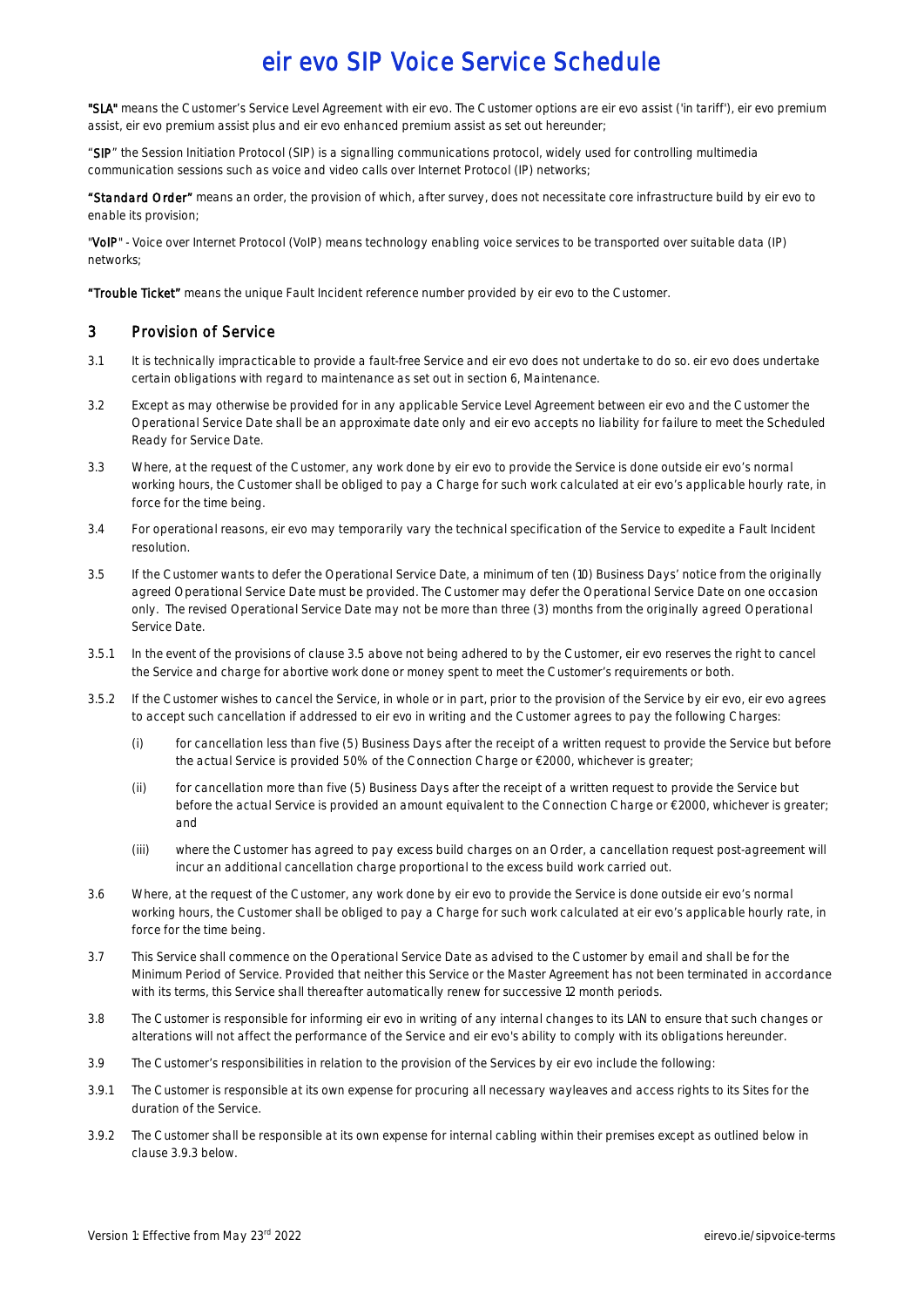"**SLA**" means the Customer's Service Level Agreement with eir evo. The Customer options are eir evo assist ('in tariff'), eir evo premium assist, eir evo premium assist plus and eir evo enhanced premium assist as set out hereunder;

"**SIP**" the Session Initiation Protocol (SIP) is a signalling communications protocol, widely used for controlling multimedia communication sessions such as voice and video calls over Internet Protocol (IP) networks;

"**Standard Order**" means an order, the provision of which, after survey, does not necessitate core infrastructure build by eir evo to enable its provision;

"**VoIP**" - Voice over Internet Protocol (VoIP) means technology enabling voice services to be transported over suitable data (IP) networks;

"**Trouble Ticket**" means the unique Fault Incident reference number provided by eir evo to the Customer.

## 3 Provision of Service

3.1 It is technically impracticable to provide a fault-free Service and eir evo does not undertake to do so. eir evo does undertake certain obligations with regard to maintenance as set out in section 6, Maintenance.

3.2 Except as may otherwise be provided for in any applicable Service Level Agreement between eir evo and the Customer the Operational Service Date shall be an approximate date only and eir evo accepts no liability for failure to meet the Scheduled Ready for Service Date.

3.3 Where, at the request of the Customer, any work done by eir evo to provide the Service is done outside eir evo's normal working hours, the Customer shall be obliged to pay a Charge for such work calculated at eir evo's applicable hourly rate, in force for the time being.

3.4 For operational reasons, eir evo may temporarily vary the technical specification of the Service to expedite a Fault Incident resolution.

3.5 If the Customer wants to defer the Operational Service Date, a minimum of ten (10) Business Days' notice from the originally agreed Operational Service Date must be provided. The Customer may defer the Operational Service Date on one occasion only. The revised Operational Service Date may not be more than three (3) months from the originally agreed Operational Service Date.

3.5.1 In the event of the provisions of clause 3.5 above not being adhered to by the Customer, eir evo reserves the right to cancel the Service and charge for abortive work done or money spent to meet the Customer's requirements or both.

3.5.2 If the Customer wishes to cancel the Service, in whole or in part, prior to the provision of the Service by eir evo, eir evo agrees to accept such cancellation if addressed to eir evo in writing and the Customer agrees to pay the following Charges:

(i) for cancellation less than five (5) Business Days after the receipt of a written request to provide the Service but before the actual Service is provided 50% of the Connection Charge or €2000, whichever is greater;

(ii) for cancellation more than five (5) Business Days after the receipt of a written request to provide the Service but before the actual Service is provided an amount equivalent to the Connection Charge or €2000, whichever is greater; and

(iii) where the Customer has agreed to pay excess build charges on an Order, a cancellation request post-agreement will incur an additional cancellation charge proportional to the excess build work carried out.

3.6 Where, at the request of the Customer, any work done by eir evo to provide the Service is done outside eir evo's normal working hours, the Customer shall be obliged to pay a Charge for such work calculated at eir evo's applicable hourly rate, in force for the time being.

3.7 This Service shall commence on the Operational Service Date as advised to the Customer by email and shall be for the Minimum Period of Service. Provided that neither this Service or the Master Agreement has not been terminated in accordance with its terms, this Service shall thereafter automatically renew for successive 12 month periods.

3.8 The Customer is responsible for informing eir evo in writing of any internal changes to its LAN to ensure that such changes or alterations will not affect the performance of the Service and eir evo's ability to comply with its obligations hereunder.

3.9 The Customer's responsibilities in relation to the provision of the Services by eir evo include the following:

3.9.1 The Customer is responsible at its own expense for procuring all necessary wayleaves and access rights to its Sites for the duration of the Service.

3.9.2 The Customer shall be responsible at its own expense for internal cabling within their premises except as outlined below in clause 3.9.3 below.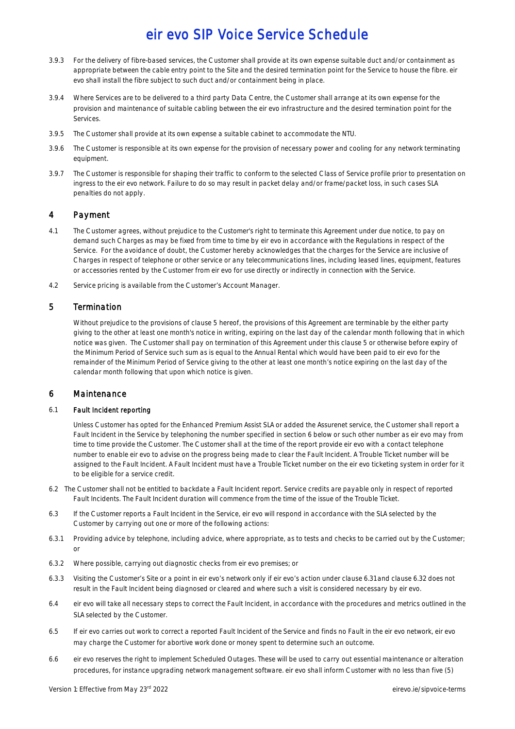3.9.3 For the delivery of fibre-based services, the Customer shall provide at its own expense suitable duct and/or containment as appropriate between the cable entry point to the Site and the desired termination point for the Service to house the fibre. eir evo shall install the fibre subject to such duct and/or containment being in place.

3.9.4 Where Services are to be delivered to a third party Data Centre, the Customer shall arrange at its own expense for the provision and maintenance of suitable cabling between the eir evo infrastructure and the desired termination point for the Services.

3.9.5 The Customer shall provide at its own expense a suitable cabinet to accommodate the NTU.

3.9.6 The Customer is responsible at its own expense for the provision of necessary power and cooling for any network terminating equipment.

3.9.7 The Customer is responsible for shaping their traffic to conform to the selected Class of Service profile prior to presentation on ingress to the eir evo network. Failure to do so may result in packet delay and/or frame/packet loss, in such cases SLA penalties do not apply.

## 4 Payment

4.1 The Customer agrees, without prejudice to the Customer's right to terminate this Agreement under due notice, to pay on demand such Charges as may be fixed from time to time by eir evo in accordance with the Regulations in respect of the Service. For the avoidance of doubt, the Customer hereby acknowledges that the charges for the Service are inclusive of Charges in respect of telephone or other service or any telecommunications lines, including leased lines, equipment, features or accessories rented by the Customer from eir evo for use directly or indirectly in connection with the Service.

4.2 Service pricing is available from the Customer's Account Manager.

## 5 Termination

Without prejudice to the provisions of clause 5 hereof, the provisions of this Agreement are terminable by the either party giving to the other at least one month's notice in writing, expiring on the last day of the calendar month following that in which notice was given. The Customer shall pay on termination of this Agreement under this clause 5 or otherwise before expiry of the Minimum Period of Service such sum as is equal to the Annual Rental which would have been paid to eir evo for the remainder of the Minimum Period of Service giving to the other at least one month's notice expiring on the last day of the calendar month following that upon which notice is given.

## 6 Maintenance

### 6.1 Fault Incident reporting

Unless Customer has opted for the Enhanced Premium Assist SLA or added the Assurenet service, the Customer shall report a Fault Incident in the Service by telephoning the number specified in section 6 below or such other number as eir evo may from time to time provide the Customer. The Customer shall at the time of the report provide eir evo with a contact telephone number to enable eir evo to advise on the progress being made to clear the Fault Incident. A Trouble Ticket number will be assigned to the Fault Incident. A Fault Incident must have a Trouble Ticket number on the eir evo ticketing system in order for it to be eligible for a service credit.

6.2 The Customer shall not be entitled to backdate a Fault Incident report. Service credits are payable only in respect of reported Fault Incidents. The Fault Incident duration will commence from the time of the issue of the Trouble Ticket.

6.3 If the Customer reports a Fault Incident in the Service, eir evo will respond in accordance with the SLA selected by the Customer by carrying out one or more of the following actions:

6.3.1 Providing advice by telephone, including advice, where appropriate, as to tests and checks to be carried out by the Customer; or

6.3.2 Where possible, carrying out diagnostic checks from eir evo premises; or

6.3.3 Visiting the Customer's Site or a point in eir evo's network only if eir evo's action under clause 6.31and clause 6.32 does not result in the Fault Incident being diagnosed or cleared and where such a visit is considered necessary by eir evo.

6.4 eir evo will take all necessary steps to correct the Fault Incident, in accordance with the procedures and metrics outlined in the SLA selected by the Customer.

6.5 If eir evo carries out work to correct a reported Fault Incident of the Service and finds no Fault in the eir evo network, eir evo may charge the Customer for abortive work done or money spent to determine such an outcome.

6.6 eir evo reserves the right to implement Scheduled Outages. These will be used to carry out essential maintenance or alteration procedures, for instance upgrading network management software. eir evo shall inform Customer with no less than five (5)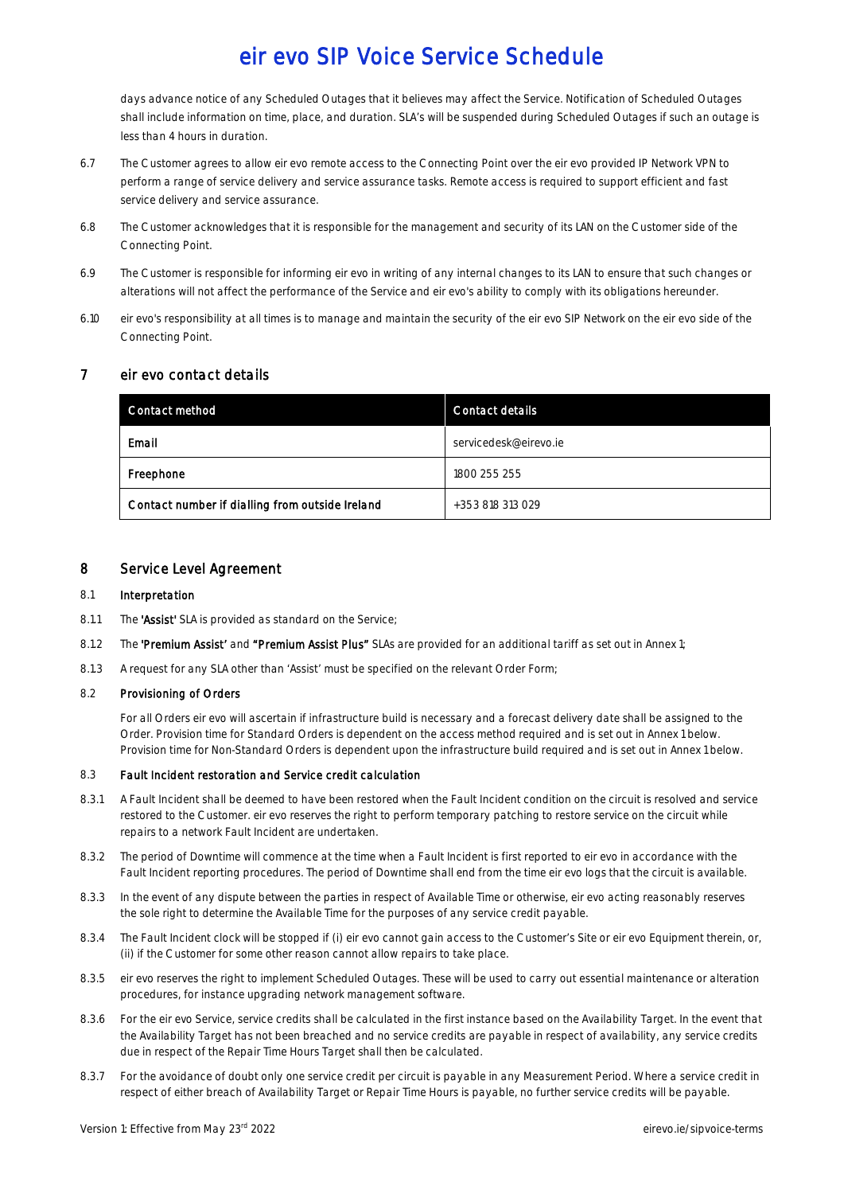days advance notice of any Scheduled Outages that it believes may affect the Service. Notification of Scheduled Outages shall include information on time, place, and duration. SLA's will be suspended during Scheduled Outages if such an outage is less than 4 hours in duration.

6.7 The Customer agrees to allow eir evo remote access to the Connecting Point over the eir evo provided IP Network VPN to perform a range of service delivery and service assurance tasks. Remote access is required to support efficient and fast service delivery and service assurance.

6.8 The Customer acknowledges that it is responsible for the management and security of its LAN on the Customer side of the Connecting Point.

6.9 The Customer is responsible for informing eir evo in writing of any internal changes to its LAN to ensure that such changes or alterations will not affect the performance of the Service and eir evo's ability to comply with its obligations hereunder.

6.10 eir evo's responsibility at all times is to manage and maintain the security of the eir evo SIP Network on the eir evo side of the Connecting Point.

## 7 eir evo contact details

| Contact method | Contact details |
|---|---|
| **Email** | servicedesk@eirevo.ie |
| **Freephone** | 1800 255 255 |
| **Contact number if dialling from outside Ireland** | +353 818 313 029 |

## 8 Service Level Agreement

8.1 **Interpretation**

8.1.1 The **'Assist'** SLA is provided as standard on the Service;

8.1.2 The **'Premium Assist'** and **"Premium Assist Plus"** SLAs are provided for an additional tariff as set out in Annex 1;

8.1.3 A request for any SLA other than 'Assist' must be specified on the relevant Order Form;

8.2 **Provisioning of Orders**

For all Orders eir evo will ascertain if infrastructure build is necessary and a forecast delivery date shall be assigned to the Order. Provision time for Standard Orders is dependent on the access method required and is set out in Annex 1 below. Provision time for Non-Standard Orders is dependent upon the infrastructure build required and is set out in Annex 1 below.

8.3 **Fault Incident restoration and Service credit calculation**

8.3.1 A Fault Incident shall be deemed to have been restored when the Fault Incident condition on the circuit is resolved and service restored to the Customer. eir evo reserves the right to perform temporary patching to restore service on the circuit while repairs to a network Fault Incident are undertaken.

8.3.2 The period of Downtime will commence at the time when a Fault Incident is first reported to eir evo in accordance with the Fault Incident reporting procedures. The period of Downtime shall end from the time eir evo logs that the circuit is available.

8.3.3 In the event of any dispute between the parties in respect of Available Time or otherwise, eir evo acting reasonably reserves the sole right to determine the Available Time for the purposes of any service credit payable.

8.3.4 The Fault Incident clock will be stopped if (i) eir evo cannot gain access to the Customer's Site or eir evo Equipment therein, or, (ii) if the Customer for some other reason cannot allow repairs to take place.

8.3.5 eir evo reserves the right to implement Scheduled Outages. These will be used to carry out essential maintenance or alteration procedures, for instance upgrading network management software.

8.3.6 For the eir evo Service, service credits shall be calculated in the first instance based on the Availability Target. In the event that the Availability Target has not been breached and no service credits are payable in respect of availability, any service credits due in respect of the Repair Time Hours Target shall then be calculated.

8.3.7 For the avoidance of doubt only one service credit per circuit is payable in any Measurement Period. Where a service credit in respect of either breach of Availability Target or Repair Time Hours is payable, no further service credits will be payable.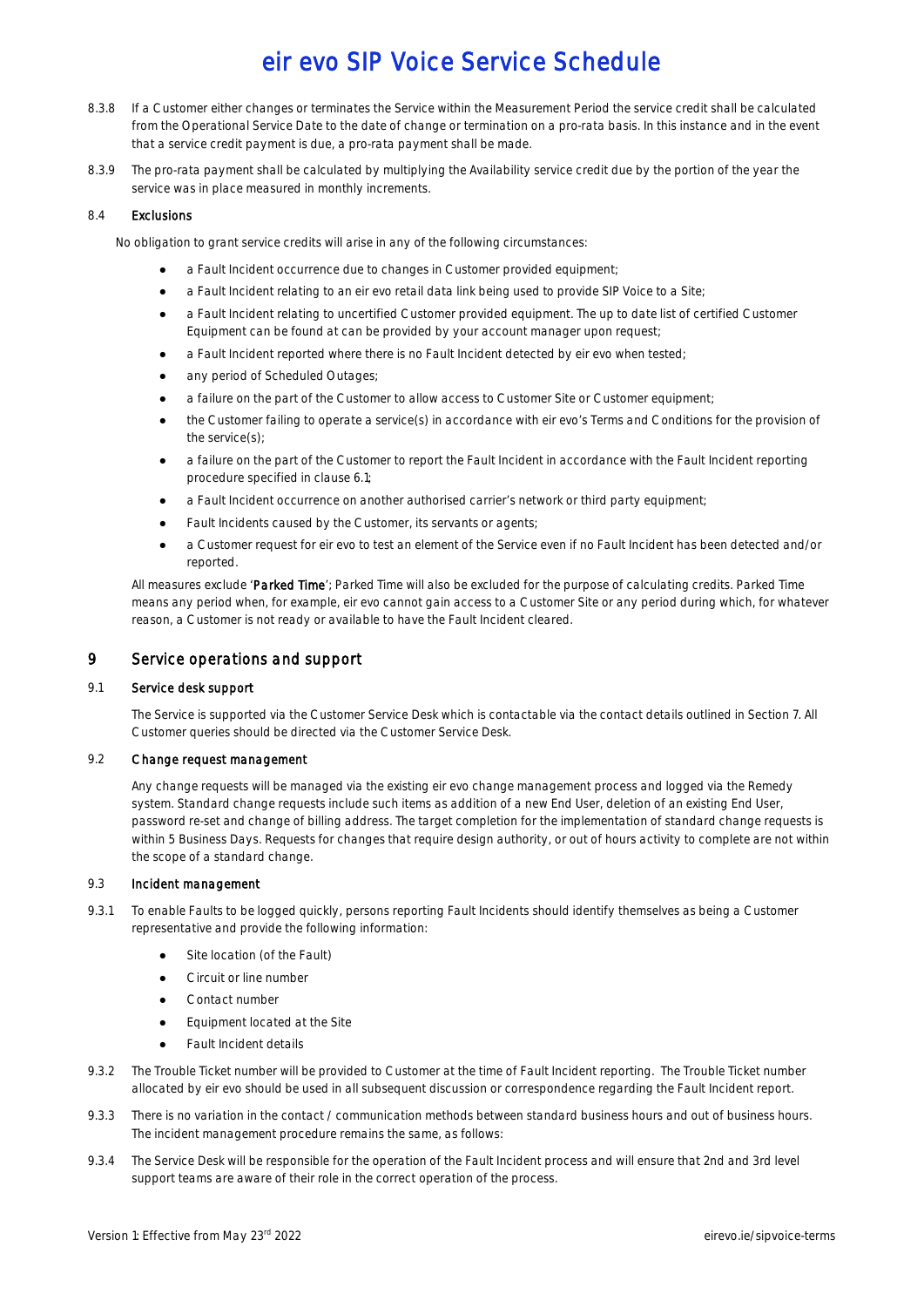8.3.8 If a Customer either changes or terminates the Service within the Measurement Period the service credit shall be calculated from the Operational Service Date to the date of change or termination on a pro-rata basis. In this instance and in the event that a service credit payment is due, a pro-rata payment shall be made.

8.3.9 The pro-rata payment shall be calculated by multiplying the Availability service credit due by the portion of the year the service was in place measured in monthly increments.

### 8.4 Exclusions

No obligation to grant service credits will arise in any of the following circumstances:

- a Fault Incident occurrence due to changes in Customer provided equipment;
- a Fault Incident relating to an eir evo retail data link being used to provide SIP Voice to a Site;
- a Fault Incident relating to uncertified Customer provided equipment. The up to date list of certified Customer Equipment can be found at can be provided by your account manager upon request;
- a Fault Incident reported where there is no Fault Incident detected by eir evo when tested;
- any period of Scheduled Outages;
- a failure on the part of the Customer to allow access to Customer Site or Customer equipment;
- the Customer failing to operate a service(s) in accordance with eir evo's Terms and Conditions for the provision of the service(s);
- a failure on the part of the Customer to report the Fault Incident in accordance with the Fault Incident reporting procedure specified in clause 6.1;
- a Fault Incident occurrence on another authorised carrier's network or third party equipment;
- Fault Incidents caused by the Customer, its servants or agents;
- a Customer request for eir evo to test an element of the Service even if no Fault Incident has been detected and/or reported.

All measures exclude '**Parked Time**'; Parked Time will also be excluded for the purpose of calculating credits. Parked Time means any period when, for example, eir evo cannot gain access to a Customer Site or any period during which, for whatever reason, a Customer is not ready or available to have the Fault Incident cleared.

## 9 Service operations and support

### 9.1 Service desk support

The Service is supported via the Customer Service Desk which is contactable via the contact details outlined in Section 7. All Customer queries should be directed via the Customer Service Desk.

### 9.2 Change request management

Any change requests will be managed via the existing eir evo change management process and logged via the Remedy system. Standard change requests include such items as addition of a new End User, deletion of an existing End User, password re-set and change of billing address. The target completion for the implementation of standard change requests is within 5 Business Days. Requests for changes that require design authority, or out of hours activity to complete are not within the scope of a standard change.

### 9.3 Incident management

9.3.1 To enable Faults to be logged quickly, persons reporting Fault Incidents should identify themselves as being a Customer representative and provide the following information:

- Site location (of the Fault)
- Circuit or line number
- Contact number
- Equipment located at the Site
- Fault Incident details

9.3.2 The Trouble Ticket number will be provided to Customer at the time of Fault Incident reporting. The Trouble Ticket number allocated by eir evo should be used in all subsequent discussion or correspondence regarding the Fault Incident report.

9.3.3 There is no variation in the contact / communication methods between standard business hours and out of business hours. The incident management procedure remains the same, as follows:

9.3.4 The Service Desk will be responsible for the operation of the Fault Incident process and will ensure that 2nd and 3rd level support teams are aware of their role in the correct operation of the process.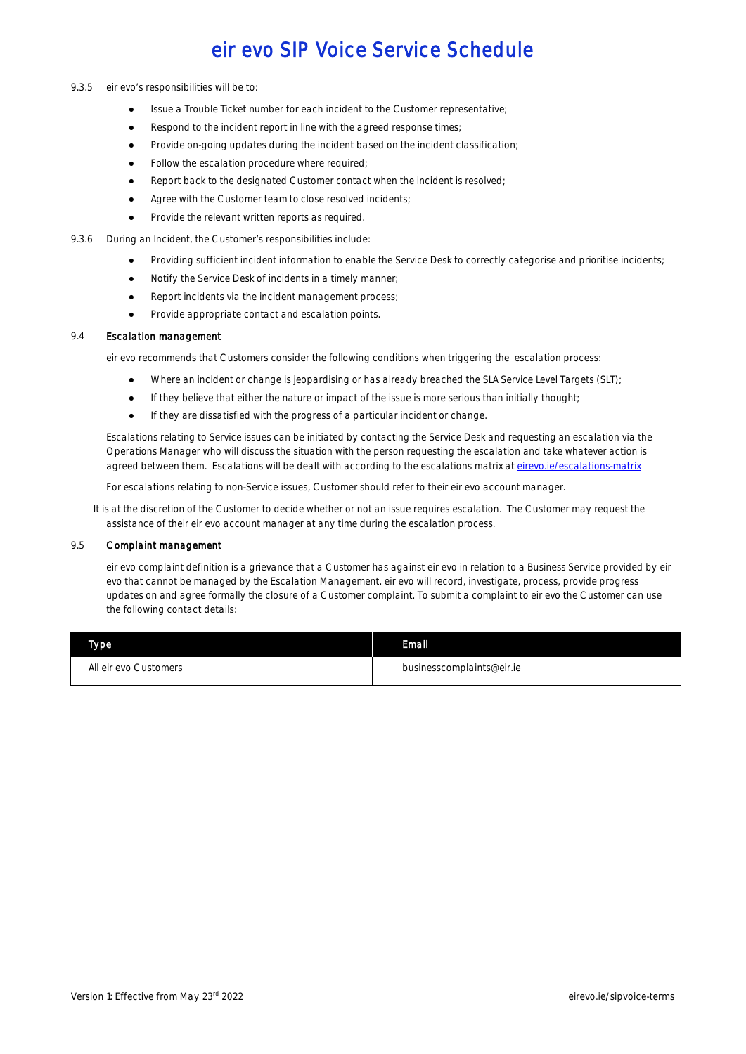9.3.5 eir evo's responsibilities will be to:

- Issue a Trouble Ticket number for each incident to the Customer representative;
- Respond to the incident report in line with the agreed response times;
- Provide on-going updates during the incident based on the incident classification;
- Follow the escalation procedure where required;
- Report back to the designated Customer contact when the incident is resolved;
- Agree with the Customer team to close resolved incidents;
- Provide the relevant written reports as required.

9.3.6 During an Incident, the Customer's responsibilities include:

- Providing sufficient incident information to enable the Service Desk to correctly categorise and prioritise incidents;
- Notify the Service Desk of incidents in a timely manner;
- Report incidents via the incident management process;
- Provide appropriate contact and escalation points.

## 9.4 Escalation management

eir evo recommends that Customers consider the following conditions when triggering the escalation process:

- Where an incident or change is jeopardising or has already breached the SLA Service Level Targets (SLT);
- If they believe that either the nature or impact of the issue is more serious than initially thought;
- If they are dissatisfied with the progress of a particular incident or change.

Escalations relating to Service issues can be initiated by contacting the Service Desk and requesting an escalation via the Operations Manager who will discuss the situation with the person requesting the escalation and take whatever action is agreed between them. Escalations will be dealt with according to the escalations matrix at [eirevo.ie/escalations-matrix](eirevo.ie/escalations-matrix)

For escalations relating to non-Service issues, Customer should refer to their eir evo account manager.

It is at the discretion of the Customer to decide whether or not an issue requires escalation. The Customer may request the assistance of their eir evo account manager at any time during the escalation process.

## 9.5 Complaint management

eir evo complaint definition is a grievance that a Customer has against eir evo in relation to a Business Service provided by eir evo that cannot be managed by the Escalation Management. eir evo will record, investigate, process, provide progress updates on and agree formally the closure of a Customer complaint. To submit a complaint to eir evo the Customer can use the following contact details:

| Type | Email |
| --- | --- |
| All eir evo Customers | businesscomplaints@eir.ie |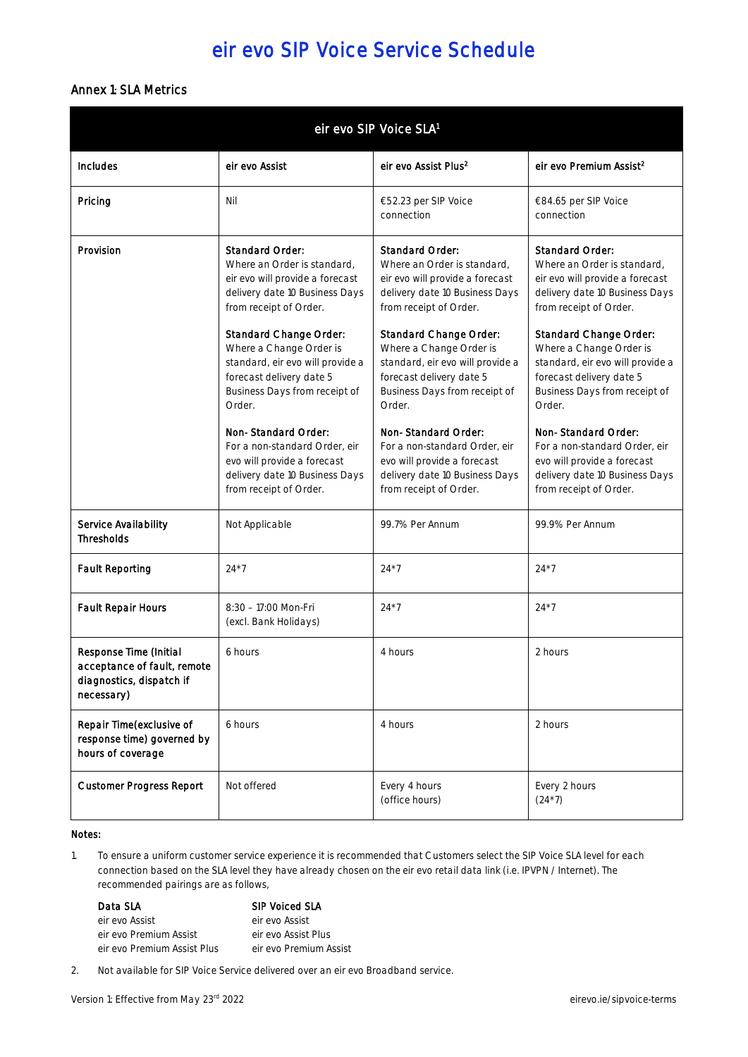# eir evo SIP Voice Service Schedule

## Annex 1: SLA Metrics

| eir evo SIP Voice SLA[1] | | | |
|---|---|---|---|
| **Includes** | **eir evo Assist** | **eir evo Assist Plus[2]** | **eir evo Premium Assist[2]** |
| **Pricing** | Nil | €52.23 per SIP Voice connection | €84.65 per SIP Voice connection |
| **Provision** | **Standard Order:** Where an Order is standard, eir evo will provide a forecast delivery date 10 Business Days from receipt of Order.<br><br>**Standard Change Order:** Where a Change Order is standard, eir evo will provide a forecast delivery date 5 Business Days from receipt of Order.<br><br>**Non-Standard Order:** For a non-standard Order, eir evo will provide a forecast delivery date 10 Business Days from receipt of Order. | **Standard Order:** Where an Order is standard, eir evo will provide a forecast delivery date 10 Business Days from receipt of Order.<br><br>**Standard Change Order:** Where a Change Order is standard, eir evo will provide a forecast delivery date 5 Business Days from receipt of Order.<br><br>**Non-Standard Order:** For a non-standard Order, eir evo will provide a forecast delivery date 10 Business Days from receipt of Order. | **Standard Order:** Where an Order is standard, eir evo will provide a forecast delivery date 10 Business Days from receipt of Order.<br><br>**Standard Change Order:** Where a Change Order is standard, eir evo will provide a forecast delivery date 5 Business Days from receipt of Order.<br><br>**Non-Standard Order:** For a non-standard Order, eir evo will provide a forecast delivery date 10 Business Days from receipt of Order. |
| **Service Availability Thresholds** | Not Applicable | 99.7% Per Annum | 99.9% Per Annum |
| **Fault Reporting** | 24*7 | 24*7 | 24*7 |
| **Fault Repair Hours** | 8:30 – 17:00 Mon-Fri (excl. Bank Holidays) | 24*7 | 24*7 |
| **Response Time (Initial acceptance of fault, remote diagnostics, dispatch if necessary)** | 6 hours | 4 hours | 2 hours |
| **Repair Time(exclusive of response time) governed by hours of coverage** | 6 hours | 4 hours | 2 hours |
| **Customer Progress Report** | Not offered | Every 4 hours (office hours) | Every 2 hours (24*7) |

**Notes:**

1. To ensure a uniform customer service experience it is recommended that Customers select the SIP Voice SLA level for each connection based on the SLA level they have already chosen on the eir evo retail data link (i.e. IPVPN / Internet). The recommended pairings are as follows,

| Data SLA | SIP Voiced SLA |
|---|---|
| eir evo Assist | eir evo Assist |
| eir evo Premium Assist | eir evo Assist Plus |
| eir evo Premium Assist Plus | eir evo Premium Assist |

2. Not available for SIP Voice Service delivered over an eir evo Broadband service.

Version 1: Effective from May 23rd 2022 eirevo.ie/sipvoice-terms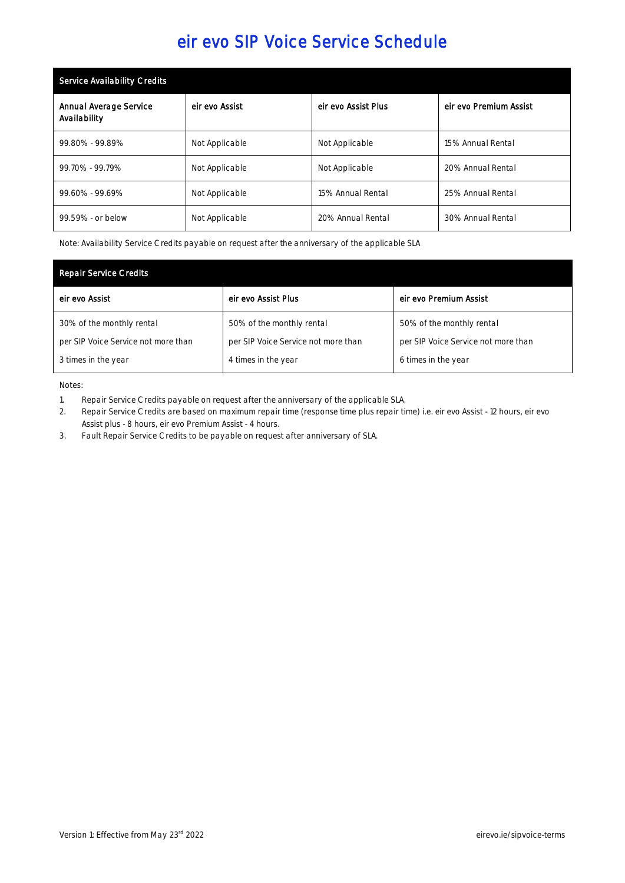# eir evo SIP Voice Service Schedule

| Service Availability Credits | | | |
|---|---|---|---|
| Annual Average Service Availability | eir evo Assist | eir evo Assist Plus | eir evo Premium Assist |
| 99.80% - 99.89% | Not Applicable | Not Applicable | 15% Annual Rental |
| 99.70% - 99.79% | Not Applicable | Not Applicable | 20% Annual Rental |
| 99.60% - 99.69% | Not Applicable | 15% Annual Rental | 25% Annual Rental |
| 99.59% - or below | Not Applicable | 20% Annual Rental | 30% Annual Rental |

Note: Availability Service Credits payable on request after the anniversary of the applicable SLA

| Repair Service Credits | | |
|---|---|---|
| eir evo Assist | eir evo Assist Plus | eir evo Premium Assist |
| 30% of the monthly rental per SIP Voice Service not more than 3 times in the year | 50% of the monthly rental per SIP Voice Service not more than 4 times in the year | 50% of the monthly rental per SIP Voice Service not more than 6 times in the year |

Notes:

1. Repair Service Credits payable on request after the anniversary of the applicable SLA.
2. Repair Service Credits are based on maximum repair time (response time plus repair time) i.e. eir evo Assist - 12 hours, eir evo Assist plus - 8 hours, eir evo Premium Assist - 4 hours.
3. Fault Repair Service Credits to be payable on request after anniversary of SLA.

Version 1: Effective from May 23rd 2022

eirevo.ie/sipvoice-terms